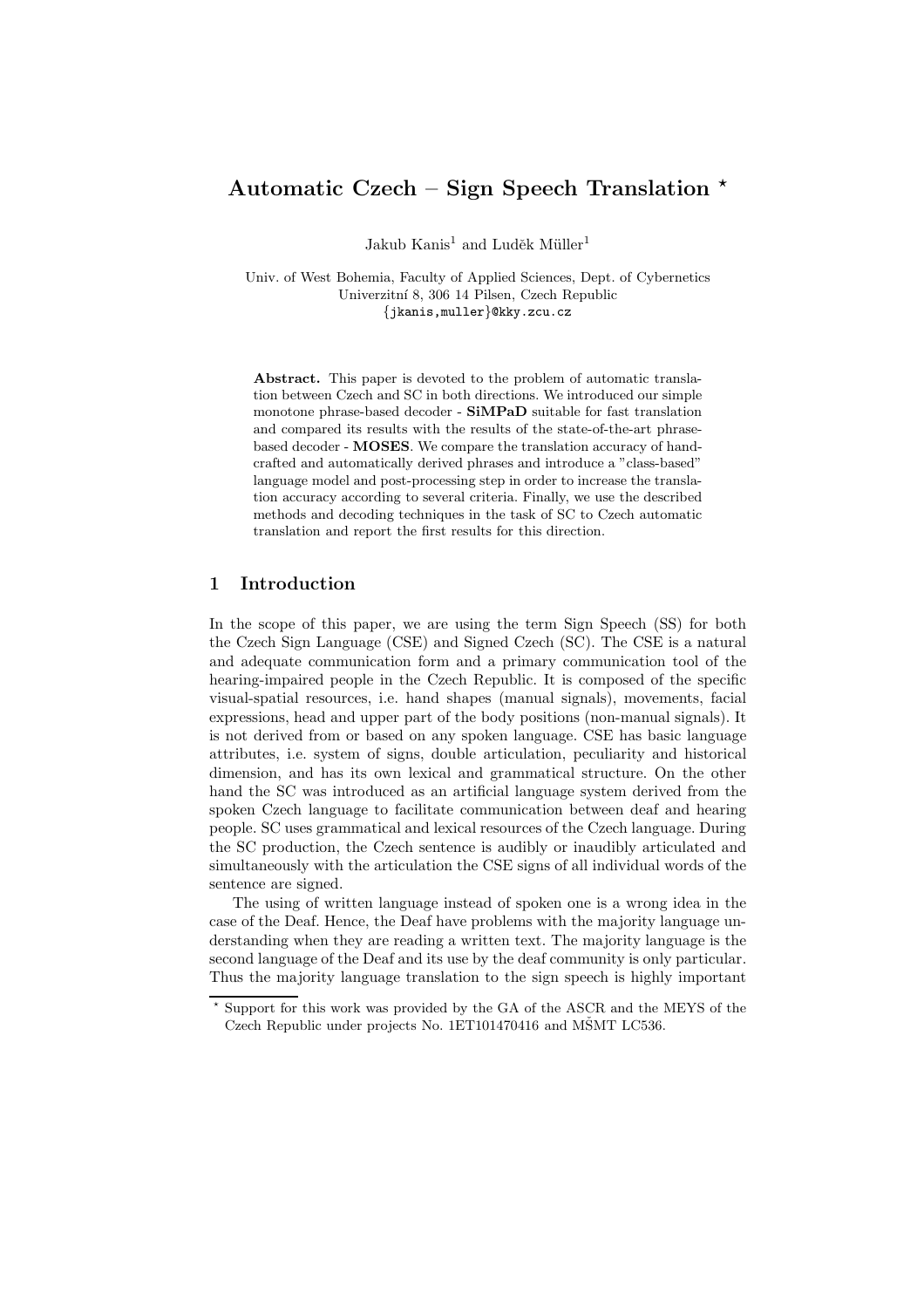# Automatic Czech – Sign Speech Translation *

Jakub Kanis[1] and Luděk Müller[1]

Univ. of West Bohemia, Faculty of Applied Sciences, Dept. of Cybernetics
Univerzitní 8, 306 14 Pilsen, Czech Republic
{jkanis,muller}@kky.zcu.cz

**Abstract.** This paper is devoted to the problem of automatic translation between Czech and SC in both directions. We introduced our simple monotone phrase-based decoder - **SiMPaD** suitable for fast translation and compared its results with the results of the state-of-the-art phrase-based decoder - **MOSES**. We compare the translation accuracy of handcrafted and automatically derived phrases and introduce a "class-based" language model and post-processing step in order to increase the translation accuracy according to several criteria. Finally, we use the described methods and decoding techniques in the task of SC to Czech automatic translation and report the first results for this direction.

## 1 Introduction

In the scope of this paper, we are using the term Sign Speech (SS) for both the Czech Sign Language (CSE) and Signed Czech (SC). The CSE is a natural and adequate communication form and a primary communication tool of the hearing-impaired people in the Czech Republic. It is composed of the specific visual-spatial resources, i.e. hand shapes (manual signals), movements, facial expressions, head and upper part of the body positions (non-manual signals). It is not derived from or based on any spoken language. CSE has basic language attributes, i.e. system of signs, double articulation, peculiarity and historical dimension, and has its own lexical and grammatical structure. On the other hand the SC was introduced as an artificial language system derived from the spoken Czech language to facilitate communication between deaf and hearing people. SC uses grammatical and lexical resources of the Czech language. During the SC production, the Czech sentence is audibly or inaudibly articulated and simultaneously with the articulation the CSE signs of all individual words of the sentence are signed.

The using of written language instead of spoken one is a wrong idea in the case of the Deaf. Hence, the Deaf have problems with the majority language understanding when they are reading a written text. The majority language is the second language of the Deaf and its use by the deaf community is only particular. Thus the majority language translation to the sign speech is highly important

* Support for this work was provided by the GA of the ASCR and the MEYS of the Czech Republic under projects No. 1ET101470416 and MŠMT LC536.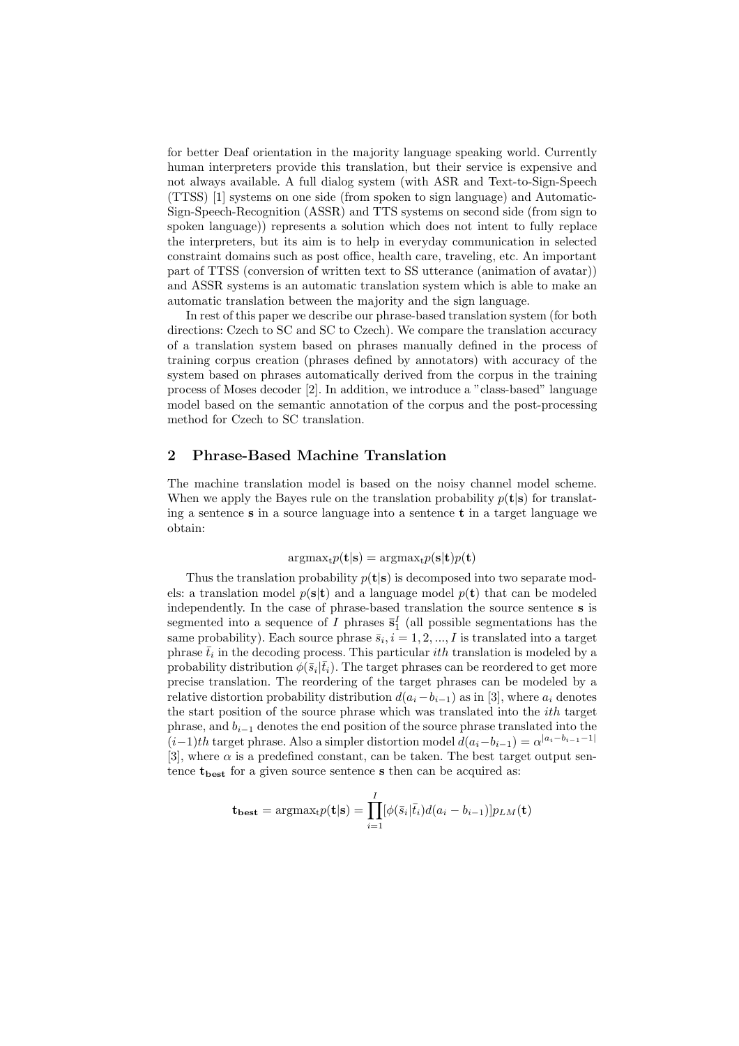for better Deaf orientation in the majority language speaking world. Currently human interpreters provide this translation, but their service is expensive and not always available. A full dialog system (with ASR and Text-to-Sign-Speech (TTSS) [1] systems on one side (from spoken to sign language) and Automatic-Sign-Speech-Recognition (ASSR) and TTS systems on second side (from sign to spoken language)) represents a solution which does not intent to fully replace the interpreters, but its aim is to help in everyday communication in selected constraint domains such as post office, health care, traveling, etc. An important part of TTSS (conversion of written text to SS utterance (animation of avatar)) and ASSR systems is an automatic translation system which is able to make an automatic translation between the majority and the sign language.

In rest of this paper we describe our phrase-based translation system (for both directions: Czech to SC and SC to Czech). We compare the translation accuracy of a translation system based on phrases manually defined in the process of training corpus creation (phrases defined by annotators) with accuracy of the system based on phrases automatically derived from the corpus in the training process of Moses decoder [2]. In addition, we introduce a "class-based" language model based on the semantic annotation of the corpus and the post-processing method for Czech to SC translation.

## 2 Phrase-Based Machine Translation

The machine translation model is based on the noisy channel model scheme. When we apply the Bayes rule on the translation probability $p(\mathbf{t}|\mathbf{s})$ for translating a sentence $\mathbf{s}$ in a source language into a sentence $\mathbf{t}$ in a target language we obtain:

$$\text{argmax}_t p(\mathbf{t}|\mathbf{s}) = \text{argmax}_t p(\mathbf{s}|\mathbf{t}) p(\mathbf{t})$$

Thus the translation probability $p(\mathbf{t}|\mathbf{s})$ is decomposed into two separate models: a translation model $p(\mathbf{s}|\mathbf{t})$ and a language model $p(\mathbf{t})$ that can be modeled independently. In the case of phrase-based translation the source sentence $\mathbf{s}$ is segmented into a sequence of $I$ phrases $\bar{\mathbf{s}}_1^I$ (all possible segmentations has the same probability). Each source phrase $\bar{s}_i, i = 1, 2, ..., I$ is translated into a target phrase $\bar{t}_i$ in the decoding process. This particular *ith* translation is modeled by a probability distribution $\phi(\bar{s}_i|\bar{t}_i)$. The target phrases can be reordered to get more precise translation. The reordering of the target phrases can be modeled by a relative distortion probability distribution $d(a_i - b_{i-1})$ as in [3], where $a_i$ denotes the start position of the source phrase which was translated into the *ith* target phrase, and $b_{i-1}$ denotes the end position of the source phrase translated into the $(i-1)th$ target phrase. Also a simpler distortion model $d(a_i - b_{i-1}) = \alpha^{|a_i - b_{i-1} - 1|}$ [3], where $\alpha$ is a predefined constant, can be taken. The best target output sentence $\mathbf{t_{best}}$ for a given source sentence $\mathbf{s}$ then can be acquired as:

$$\mathbf{t_{best}} = \text{argmax}_t p(\mathbf{t}|\mathbf{s}) = \prod_{i=1}^{I} [\phi(\bar{s}_i|\bar{t}_i) d(a_i - b_{i-1})] p_{LM}(\mathbf{t})$$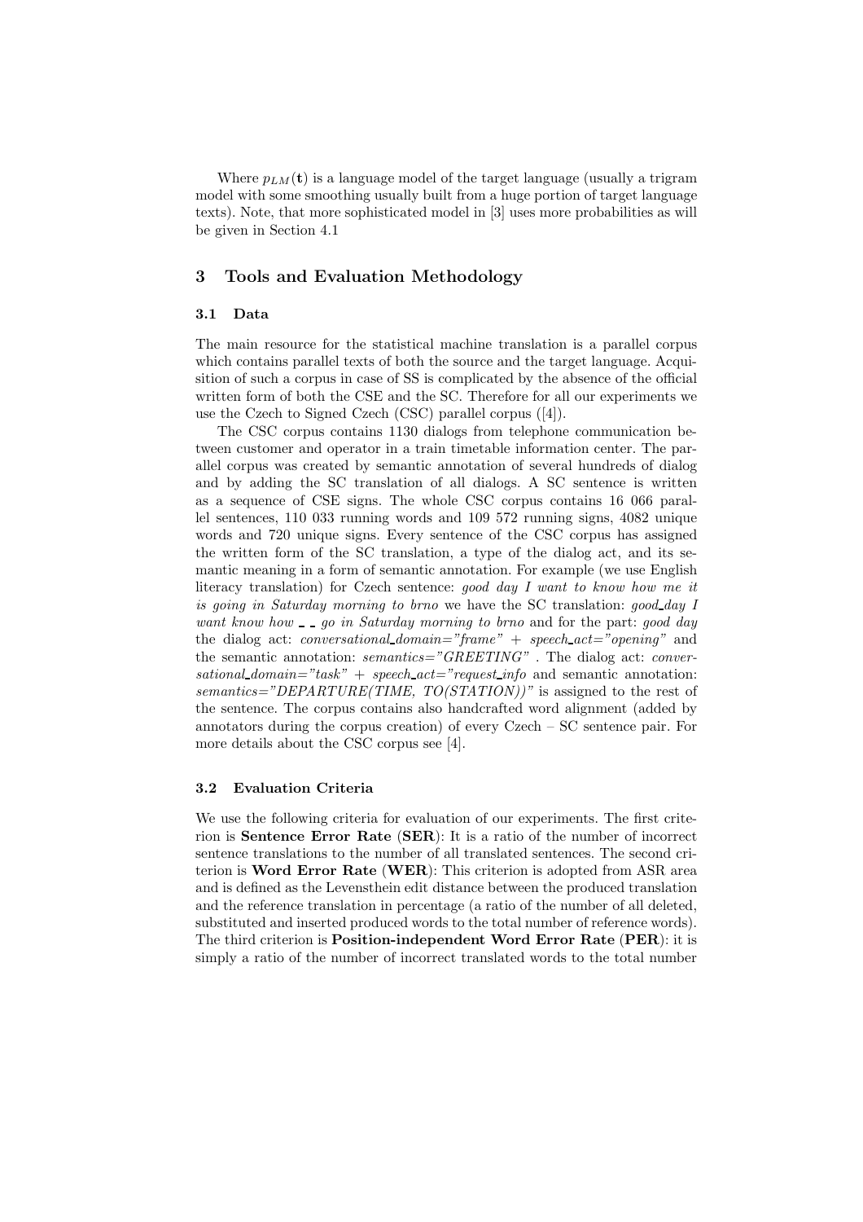Where $p_{LM}(\mathbf{t})$ is a language model of the target language (usually a trigram model with some smoothing usually built from a huge portion of target language texts). Note, that more sophisticated model in [3] uses more probabilities as will be given in Section 4.1

## 3 Tools and Evaluation Methodology

### 3.1 Data

The main resource for the statistical machine translation is a parallel corpus which contains parallel texts of both the source and the target language. Acquisition of such a corpus in case of SS is complicated by the absence of the official written form of both the CSE and the SC. Therefore for all our experiments we use the Czech to Signed Czech (CSC) parallel corpus ([4]).

The CSC corpus contains 1130 dialogs from telephone communication between customer and operator in a train timetable information center. The parallel corpus was created by semantic annotation of several hundreds of dialog and by adding the SC translation of all dialogs. A SC sentence is written as a sequence of CSE signs. The whole CSC corpus contains 16 066 parallel sentences, 110 033 running words and 109 572 running signs, 4082 unique words and 720 unique signs. Every sentence of the CSC corpus has assigned the written form of the SC translation, a type of the dialog act, and its semantic meaning in a form of semantic annotation. For example (we use English literacy translation) for Czech sentence: *good day I want to know how me it is going in Saturday morning to brno* we have the SC translation: *good_day I want know how _ _ go in Saturday morning to brno* and for the part: *good day* the dialog act: *conversational_domain="frame" + speech_act="opening"* and the semantic annotation: *semantics="GREETING"* . The dialog act: *conversational_domain="task" + speech_act="request_info* and semantic annotation: *semantics="DEPARTURE(TIME, TO(STATION))"* is assigned to the rest of the sentence. The corpus contains also handcrafted word alignment (added by annotators during the corpus creation) of every Czech – SC sentence pair. For more details about the CSC corpus see [4].

### 3.2 Evaluation Criteria

We use the following criteria for evaluation of our experiments. The first criterion is **Sentence Error Rate** (**SER**): It is a ratio of the number of incorrect sentence translations to the number of all translated sentences. The second criterion is **Word Error Rate** (**WER**): This criterion is adopted from ASR area and is defined as the Levensthein edit distance between the produced translation and the reference translation in percentage (a ratio of the number of all deleted, substituted and inserted produced words to the total number of reference words). The third criterion is **Position-independent Word Error Rate** (**PER**): it is simply a ratio of the number of incorrect translated words to the total number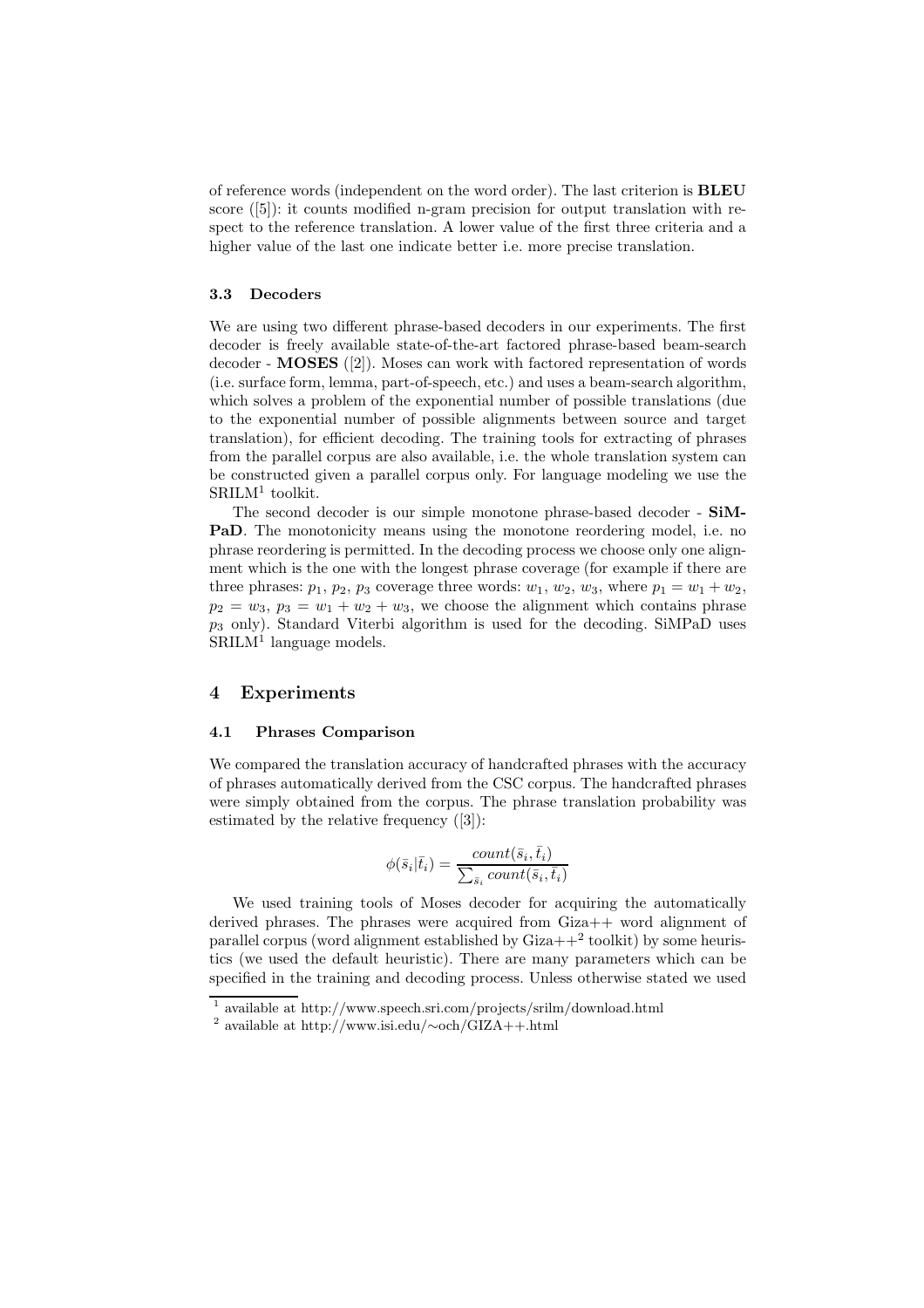of reference words (independent on the word order). The last criterion is **BLEU** score ([5]): it counts modified n-gram precision for output translation with respect to the reference translation. A lower value of the first three criteria and a higher value of the last one indicate better i.e. more precise translation.

### 3.3 Decoders

We are using two different phrase-based decoders in our experiments. The first decoder is freely available state-of-the-art factored phrase-based beam-search decoder - **MOSES** ([2]). Moses can work with factored representation of words (i.e. surface form, lemma, part-of-speech, etc.) and uses a beam-search algorithm, which solves a problem of the exponential number of possible translations (due to the exponential number of possible alignments between source and target translation), for efficient decoding. The training tools for extracting of phrases from the parallel corpus are also available, i.e. the whole translation system can be constructed given a parallel corpus only. For language modeling we use the SRILM[1] toolkit.

The second decoder is our simple monotone phrase-based decoder - **SiMPaD**. The monotonicity means using the monotone reordering model, i.e. no phrase reordering is permitted. In the decoding process we choose only one alignment which is the one with the longest phrase coverage (for example if there are three phrases: $p_1$, $p_2$, $p_3$ coverage three words: $w_1$, $w_2$, $w_3$, where $p_1 = w_1 + w_2$, $p_2 = w_3$, $p_3 = w_1 + w_2 + w_3$, we choose the alignment which contains phrase $p_3$ only). Standard Viterbi algorithm is used for the decoding. SiMPaD uses SRILM[1] language models.

## 4 Experiments

### 4.1 Phrases Comparison

We compared the translation accuracy of handcrafted phrases with the accuracy of phrases automatically derived from the CSC corpus. The handcrafted phrases were simply obtained from the corpus. The phrase translation probability was estimated by the relative frequency ([3]):

$$\phi(\bar{s}_i|\bar{t}_i) = \frac{count(\bar{s}_i, \bar{t}_i)}{\sum_{\bar{s}_i} count(\bar{s}_i, \bar{t}_i)}$$

We used training tools of Moses decoder for acquiring the automatically derived phrases. The phrases were acquired from Giza++ word alignment of parallel corpus (word alignment established by Giza++[2] toolkit) by some heuristics (we used the default heuristic). There are many parameters which can be specified in the training and decoding process. Unless otherwise stated we used

[1] available at http://www.speech.sri.com/projects/srilm/download.html

[2] available at http://www.isi.edu/∼och/GIZA++.html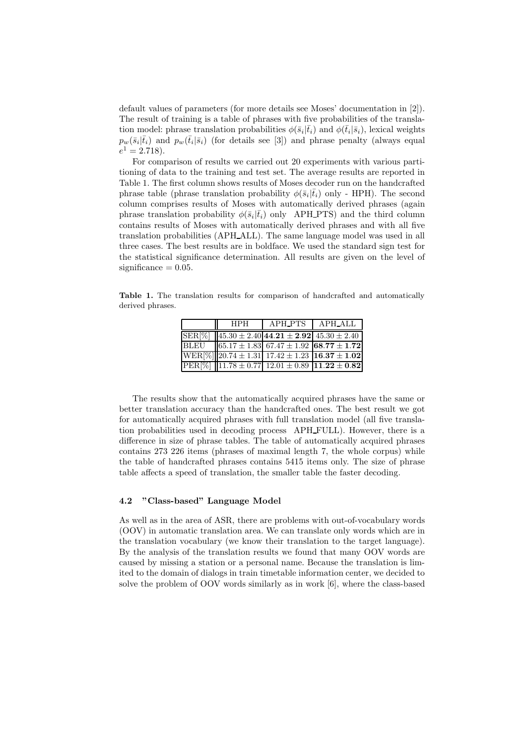default values of parameters (for more details see Moses' documentation in [2]). The result of training is a table of phrases with five probabilities of the translation model: phrase translation probabilities $\phi(\bar{s}_i|\bar{t}_i)$ and $\phi(\bar{t}_i|\bar{s}_i)$, lexical weights $p_w(\bar{s}_i|\bar{t}_i)$ and $p_w(\bar{t}_i|\bar{s}_i)$ (for details see [3]) and phrase penalty (always equal $e^1 = 2.718$).

For comparison of results we carried out 20 experiments with various partitioning of data to the training and test set. The average results are reported in Table 1. The first column shows results of Moses decoder run on the handcrafted phrase table (phrase translation probability $\phi(\bar{s}_i|\bar{t}_i)$ only - HPH). The second column comprises results of Moses with automatically derived phrases (again phrase translation probability $\phi(\bar{s}_i|\bar{t}_i)$ only APH_PTS) and the third column contains results of Moses with automatically derived phrases and with all five translation probabilities (APH_ALL). The same language model was used in all three cases. The best results are in boldface. We used the standard sign test for the statistical significance determination. All results are given on the level of significance = 0.05.

**Table 1.** The translation results for comparison of handcrafted and automatically derived phrases.

| | HPH | APH_PTS | APH_ALL |
|---|---|---|---|
| SER[%] | $45.30 \pm 2.40$ | $\mathbf{44.21 \pm 2.92}$ | $45.30 \pm 2.40$ |
| BLEU | $65.17 \pm 1.83$ | $67.47 \pm 1.92$ | $\mathbf{68.77 \pm 1.72}$ |
| WER[%] | $20.74 \pm 1.31$ | $17.42 \pm 1.23$ | $\mathbf{16.37 \pm 1.02}$ |
| PER[%] | $11.78 \pm 0.77$ | $12.01 \pm 0.89$ | $\mathbf{11.22 \pm 0.82}$ |

The results show that the automatically acquired phrases have the same or better translation accuracy than the handcrafted ones. The best result we got for automatically acquired phrases with full translation model (all five translation probabilities used in decoding process APH_FULL). However, there is a difference in size of phrase tables. The table of automatically acquired phrases contains 273 226 items (phrases of maximal length 7, the whole corpus) while the table of handcrafted phrases contains 5415 items only. The size of phrase table affects a speed of translation, the smaller table the faster decoding.

### 4.2 "Class-based" Language Model

As well as in the area of ASR, there are problems with out-of-vocabulary words (OOV) in automatic translation area. We can translate only words which are in the translation vocabulary (we know their translation to the target language). By the analysis of the translation results we found that many OOV words are caused by missing a station or a personal name. Because the translation is limited to the domain of dialogs in train timetable information center, we decided to solve the problem of OOV words similarly as in work [6], where the class-based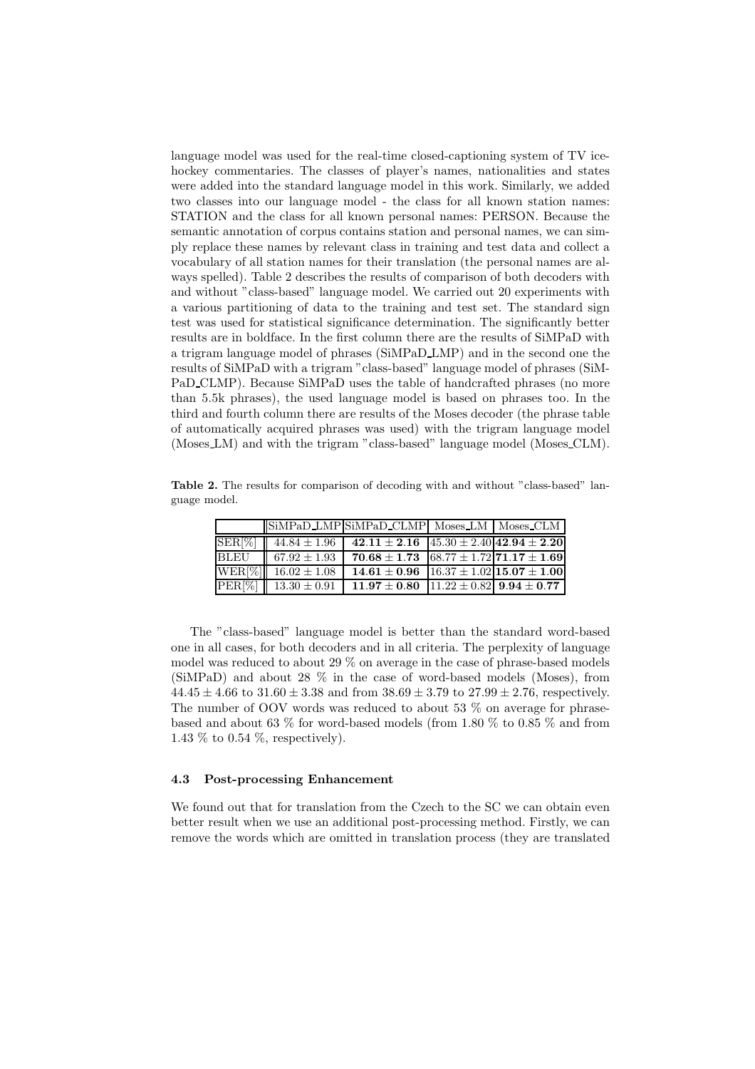language model was used for the real-time closed-captioning system of TV ice-hockey commentaries. The classes of player's names, nationalities and states were added into the standard language model in this work. Similarly, we added two classes into our language model - the class for all known station names: STATION and the class for all known personal names: PERSON. Because the semantic annotation of corpus contains station and personal names, we can simply replace these names by relevant class in training and test data and collect a vocabulary of all station names for their translation (the personal names are always spelled). Table 2 describes the results of comparison of both decoders with and without "class-based" language model. We carried out 20 experiments with a various partitioning of data to the training and test set. The standard sign test was used for statistical significance determination. The significantly better results are in boldface. In the first column there are the results of SiMPaD with a trigram language model of phrases (SiMPaD_LMP) and in the second one the results of SiMPaD with a trigram "class-based" language model of phrases (SiMPaD_CLMP). Because SiMPaD uses the table of handcrafted phrases (no more than 5.5k phrases), the used language model is based on phrases too. In the third and fourth column there are results of the Moses decoder (the phrase table of automatically acquired phrases was used) with the trigram language model (Moses_LM) and with the trigram "class-based" language model (Moses_CLM).

**Table 2.** The results for comparison of decoding with and without "class-based" language model.

| | SiMPaD_LMP | SiMPaD_CLMP | Moses_LM | Moses_CLM |
|---|---|---|---|---|
| SER[%] | $44.84 \pm 1.96$ | $\mathbf{42.11 \pm 2.16}$ | $45.30 \pm 2.40$ | $\mathbf{42.94 \pm 2.20}$ |
| BLEU | $67.92 \pm 1.93$ | $\mathbf{70.68 \pm 1.73}$ | $68.77 \pm 1.72$ | $\mathbf{71.17 \pm 1.69}$ |
| WER[%] | $16.02 \pm 1.08$ | $\mathbf{14.61 \pm 0.96}$ | $16.37 \pm 1.02$ | $\mathbf{15.07 \pm 1.00}$ |
| PER[%] | $13.30 \pm 0.91$ | $\mathbf{11.97 \pm 0.80}$ | $11.22 \pm 0.82$ | $\mathbf{9.94 \pm 0.77}$ |

The "class-based" language model is better than the standard word-based one in all cases, for both decoders and in all criteria. The perplexity of language model was reduced to about 29 % on average in the case of phrase-based models (SiMPaD) and about 28 % in the case of word-based models (Moses), from $44.45 \pm 4.66$ to $31.60 \pm 3.38$ and from $38.69 \pm 3.79$ to $27.99 \pm 2.76$, respectively. The number of OOV words was reduced to about 53 % on average for phrase-based and about 63 % for word-based models (from 1.80 % to 0.85 % and from 1.43 % to 0.54 %, respectively).

### 4.3 Post-processing Enhancement

We found out that for translation from the Czech to the SC we can obtain even better result when we use an additional post-processing method. Firstly, we can remove the words which are omitted in translation process (they are translated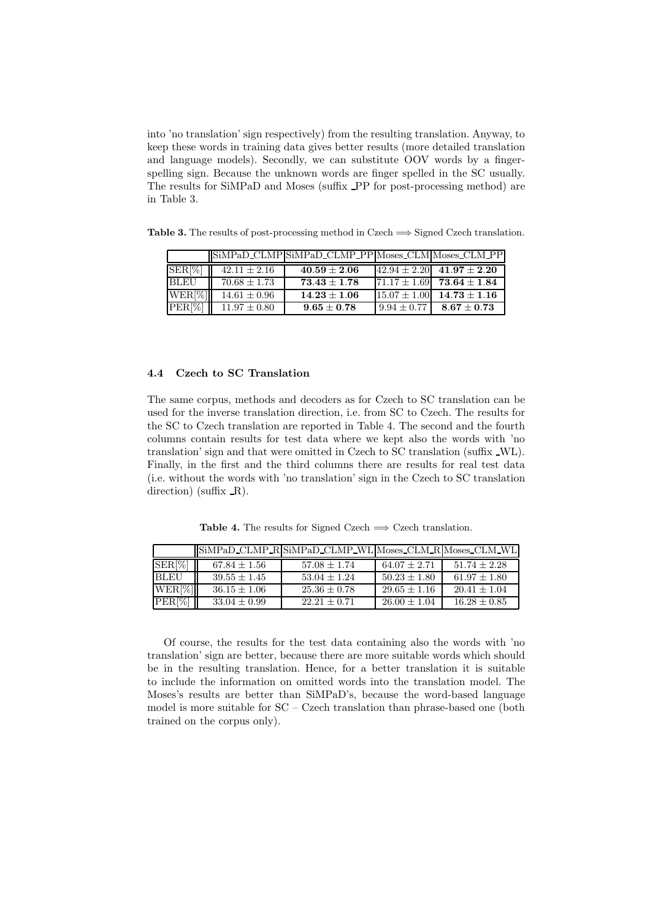into 'no translation' sign respectively) from the resulting translation. Anyway, to keep these words in training data gives better results (more detailed translation and language models). Secondly, we can substitute OOV words by a finger-spelling sign. Because the unknown words are finger spelled in the SC usually. The results for SiMPaD and Moses (suffix _PP for post-processing method) are in Table 3.

**Table 3.** The results of post-processing method in Czech $\Longrightarrow$ Signed Czech translation.

| | SiMPaD_CLMP | SiMPaD_CLMP_PP | Moses_CLM | Moses_CLM_PP |
|---|---|---|---|---|
| SER[%] | $42.11 \pm 2.16$ | $\mathbf{40.59 \pm 2.06}$ | $42.94 \pm 2.20$ | $\mathbf{41.97 \pm 2.20}$ |
| BLEU | $70.68 \pm 1.73$ | $\mathbf{73.43 \pm 1.78}$ | $71.17 \pm 1.69$ | $\mathbf{73.64 \pm 1.84}$ |
| WER[%] | $14.61 \pm 0.96$ | $\mathbf{14.23 \pm 1.06}$ | $15.07 \pm 1.00$ | $\mathbf{14.73 \pm 1.16}$ |
| PER[%] | $11.97 \pm 0.80$ | $\mathbf{9.65 \pm 0.78}$ | $9.94 \pm 0.77$ | $\mathbf{8.67 \pm 0.73}$ |

### 4.4 Czech to SC Translation

The same corpus, methods and decoders as for Czech to SC translation can be used for the inverse translation direction, i.e. from SC to Czech. The results for the SC to Czech translation are reported in Table 4. The second and the fourth columns contain results for test data where we kept also the words with 'no translation' sign and that were omitted in Czech to SC translation (suffix _WL). Finally, in the first and the third columns there are results for real test data (i.e. without the words with 'no translation' sign in the Czech to SC translation direction) (suffix _R).

**Table 4.** The results for Signed Czech $\Longrightarrow$ Czech translation.

| | SiMPaD_CLMP_R | SiMPaD_CLMP_WL | Moses_CLM_R | Moses_CLM_WL |
|---|---|---|---|---|
| SER[%] | $67.84 \pm 1.56$ | $57.08 \pm 1.74$ | $64.07 \pm 2.71$ | $51.74 \pm 2.28$ |
| BLEU | $39.55 \pm 1.45$ | $53.04 \pm 1.24$ | $50.23 \pm 1.80$ | $61.97 \pm 1.80$ |
| WER[%] | $36.15 \pm 1.06$ | $25.36 \pm 0.78$ | $29.65 \pm 1.16$ | $20.41 \pm 1.04$ |
| PER[%] | $33.04 \pm 0.99$ | $22.21 \pm 0.71$ | $26.00 \pm 1.04$ | $16.28 \pm 0.85$ |

Of course, the results for the test data containing also the words with 'no translation' sign are better, because there are more suitable words which should be in the resulting translation. Hence, for a better translation it is suitable to include the information on omitted words into the translation model. The Moses's results are better than SiMPaD's, because the word-based language model is more suitable for SC – Czech translation than phrase-based one (both trained on the corpus only).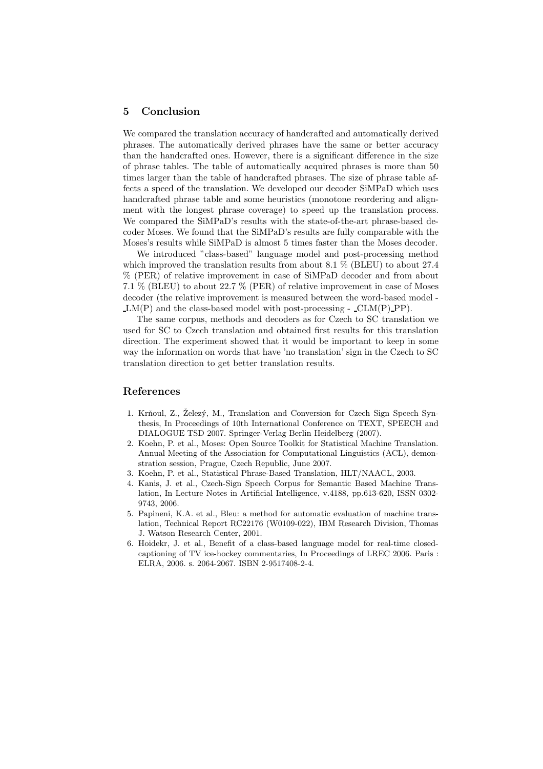## 5 Conclusion

We compared the translation accuracy of handcrafted and automatically derived phrases. The automatically derived phrases have the same or better accuracy than the handcrafted ones. However, there is a significant difference in the size of phrase tables. The table of automatically acquired phrases is more than 50 times larger than the table of handcrafted phrases. The size of phrase table affects a speed of the translation. We developed our decoder SiMPaD which uses handcrafted phrase table and some heuristics (monotone reordering and alignment with the longest phrase coverage) to speed up the translation process. We compared the SiMPaD's results with the state-of-the-art phrase-based decoder Moses. We found that the SiMPaD's results are fully comparable with the Moses's results while SiMPaD is almost 5 times faster than the Moses decoder.

We introduced "class-based" language model and post-processing method which improved the translation results from about 8.1 % (BLEU) to about 27.4 % (PER) of relative improvement in case of SiMPaD decoder and from about 7.1 % (BLEU) to about 22.7 % (PER) of relative improvement in case of Moses decoder (the relative improvement is measured between the word-based model - _LM(P) and the class-based model with post-processing - _CLM(P)_PP).

The same corpus, methods and decoders as for Czech to SC translation we used for SC to Czech translation and obtained first results for this translation direction. The experiment showed that it would be important to keep in some way the information on words that have 'no translation' sign in the Czech to SC translation direction to get better translation results.

## References

1. Krňoul, Z., Železý, M., Translation and Conversion for Czech Sign Speech Synthesis, In Proceedings of 10th International Conference on TEXT, SPEECH and DIALOGUE TSD 2007. Springer-Verlag Berlin Heidelberg (2007).
2. Koehn, P. et al., Moses: Open Source Toolkit for Statistical Machine Translation. Annual Meeting of the Association for Computational Linguistics (ACL), demonstration session, Prague, Czech Republic, June 2007.
3. Koehn, P. et al., Statistical Phrase-Based Translation, HLT/NAACL, 2003.
4. Kanis, J. et al., Czech-Sign Speech Corpus for Semantic Based Machine Translation, In Lecture Notes in Artificial Intelligence, v.4188, pp.613-620, ISSN 0302-9743, 2006.
5. Papineni, K.A. et al., Bleu: a method for automatic evaluation of machine translation, Technical Report RC22176 (W0109-022), IBM Research Division, Thomas J. Watson Research Center, 2001.
6. Hoidekr, J. et al., Benefit of a class-based language model for real-time closed-captioning of TV ice-hockey commentaries, In Proceedings of LREC 2006. Paris : ELRA, 2006. s. 2064-2067. ISBN 2-9517408-2-4.